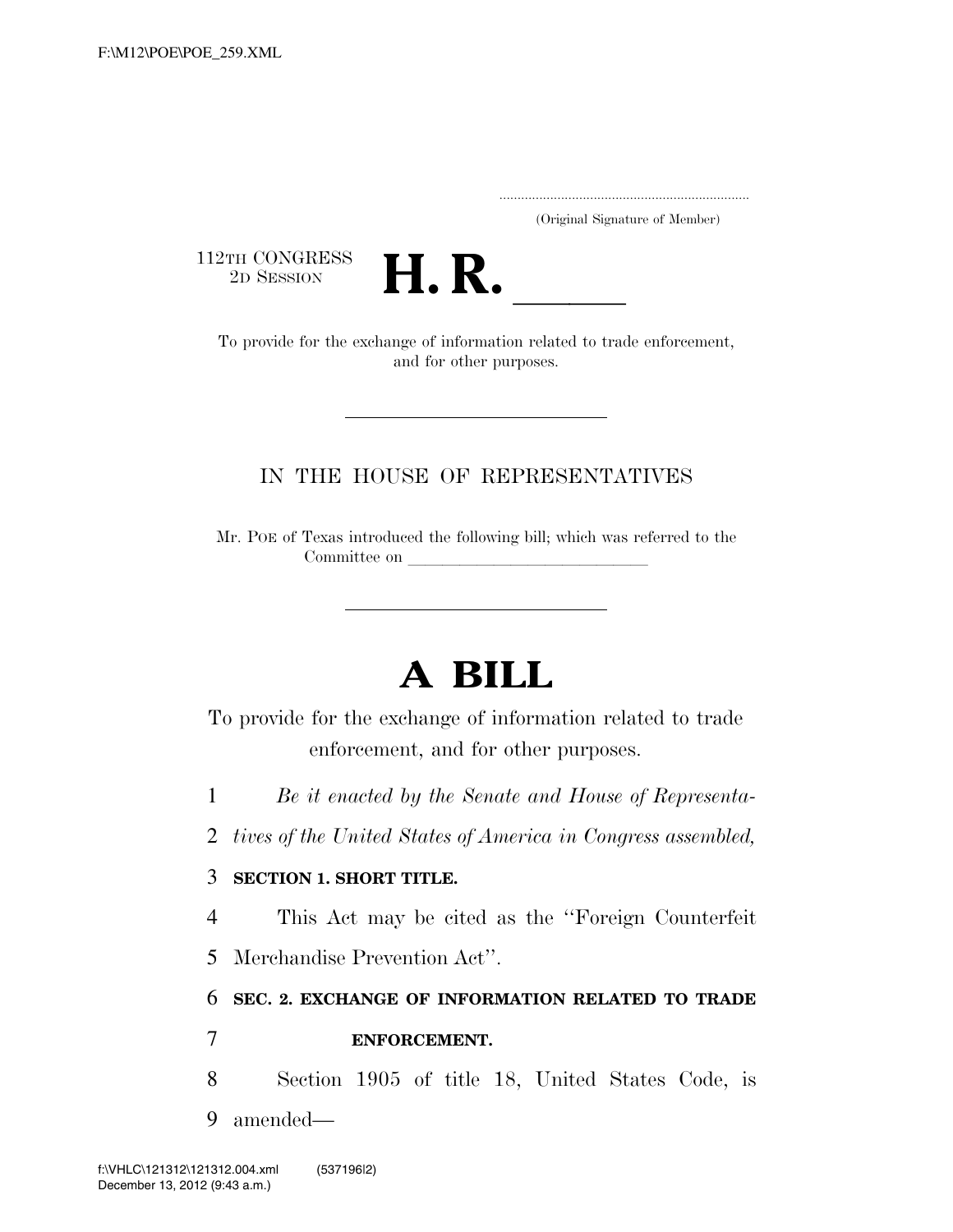(Original Signature of Member)

112TH CONGRESS
2D SESSION

# H. R. \_\_\_\_\_

To provide for the exchange of information related to trade enforcement, and for other purposes.

---

IN THE HOUSE OF REPRESENTATIVES

Mr. POE of Texas introduced the following bill; which was referred to the Committee on \_\_\_\_\_\_\_\_\_\_\_\_\_\_\_\_\_\_\_\_\_\_\_\_\_\_\_\_\_\_

---

# A BILL

To provide for the exchange of information related to trade enforcement, and for other purposes.

1 *Be it enacted by the Senate and House of Representa-*
2 *tives of the United States of America in Congress assembled,*

3 **SECTION 1. SHORT TITLE.**

4 This Act may be cited as the "Foreign Counterfeit
5 Merchandise Prevention Act".

6 **SEC. 2. EXCHANGE OF INFORMATION RELATED TO TRADE**
7 **ENFORCEMENT.**

8 Section 1905 of title 18, United States Code, is
9 amended—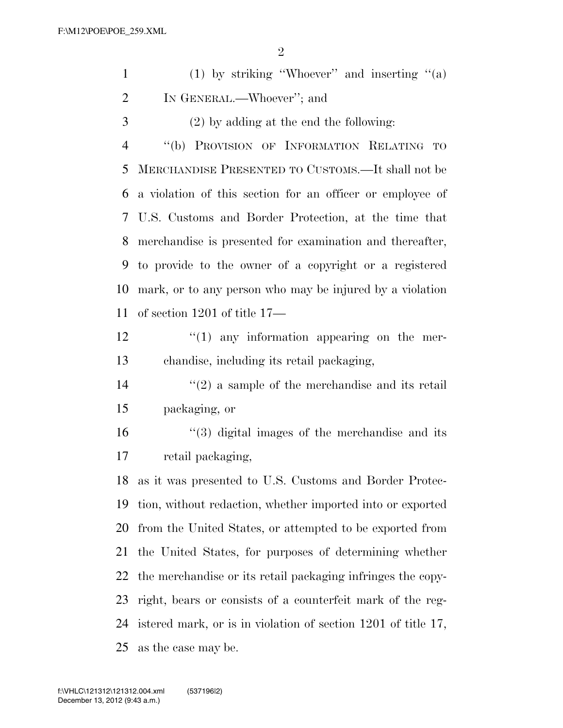(1) by striking ''Whoever'' and inserting ''(a) IN GENERAL.—Whoever''; and

(2) by adding at the end the following:

''(b) PROVISION OF INFORMATION RELATING TO MERCHANDISE PRESENTED TO CUSTOMS.—It shall not be a violation of this section for an officer or employee of U.S. Customs and Border Protection, at the time that merchandise is presented for examination and thereafter, to provide to the owner of a copyright or a registered mark, or to any person who may be injured by a violation of section 1201 of title 17—

''(1) any information appearing on the merchandise, including its retail packaging,

''(2) a sample of the merchandise and its retail packaging, or

''(3) digital images of the merchandise and its retail packaging,

as it was presented to U.S. Customs and Border Protection, without redaction, whether imported into or exported from the United States, or attempted to be exported from the United States, for purposes of determining whether the merchandise or its retail packaging infringes the copyright, bears or consists of a counterfeit mark of the registered mark, or is in violation of section 1201 of title 17, as the case may be.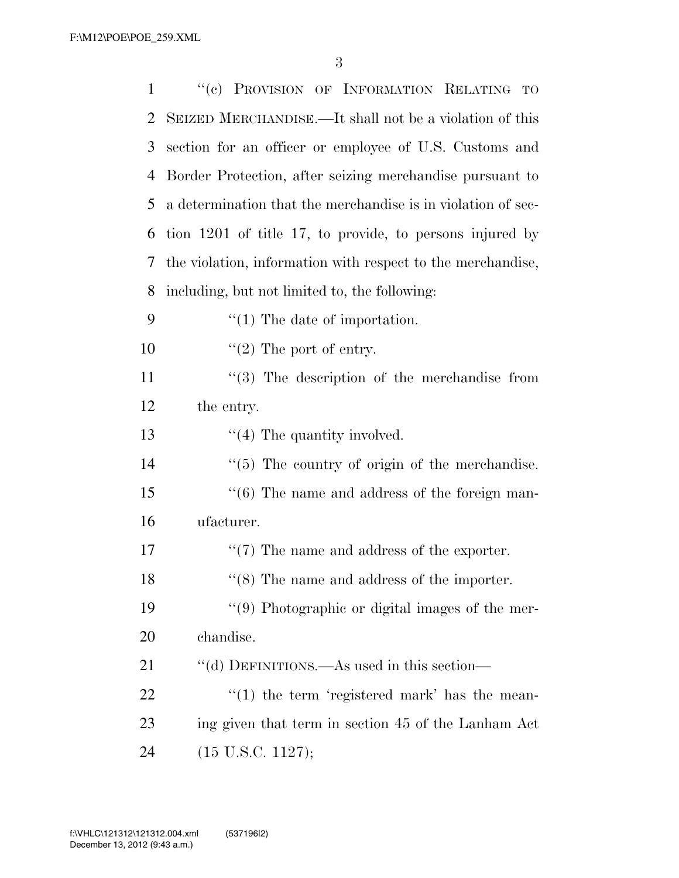"(c) PROVISION OF INFORMATION RELATING TO SEIZED MERCHANDISE.—It shall not be a violation of this section for an officer or employee of U.S. Customs and Border Protection, after seizing merchandise pursuant to a determination that the merchandise is in violation of section 1201 of title 17, to provide, to persons injured by the violation, information with respect to the merchandise, including, but not limited to, the following:

"(1) The date of importation.

"(2) The port of entry.

"(3) The description of the merchandise from the entry.

"(4) The quantity involved.

"(5) The country of origin of the merchandise.

"(6) The name and address of the foreign manufacturer.

"(7) The name and address of the exporter.

"(8) The name and address of the importer.

"(9) Photographic or digital images of the merchandise.

"(d) DEFINITIONS.—As used in this section—

"(1) the term 'registered mark' has the meaning given that term in section 45 of the Lanham Act (15 U.S.C. 1127);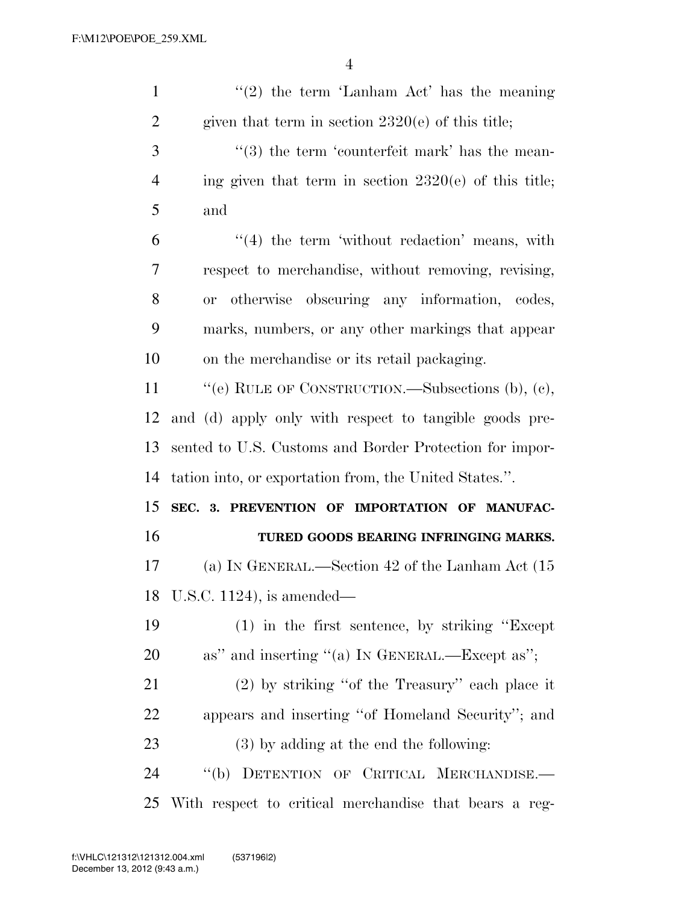"(2) the term 'Lanham Act' has the meaning given that term in section 2320(e) of this title;

"(3) the term 'counterfeit mark' has the meaning given that term in section 2320(e) of this title; and

"(4) the term 'without redaction' means, with respect to merchandise, without removing, revising, or otherwise obscuring any information, codes, marks, numbers, or any other markings that appear on the merchandise or its retail packaging.

"(e) RULE OF CONSTRUCTION.—Subsections (b), (c), and (d) apply only with respect to tangible goods presented to U.S. Customs and Border Protection for importation into, or exportation from, the United States.".

**SEC. 3. PREVENTION OF IMPORTATION OF MANUFACTURED GOODS BEARING INFRINGING MARKS.**

(a) IN GENERAL.—Section 42 of the Lanham Act (15 U.S.C. 1124), is amended—

(1) in the first sentence, by striking "Except as" and inserting "(a) IN GENERAL.—Except as";

(2) by striking "of the Treasury" each place it appears and inserting "of Homeland Security"; and

(3) by adding at the end the following:

"(b) DETENTION OF CRITICAL MERCHANDISE.—With respect to critical merchandise that bears a reg-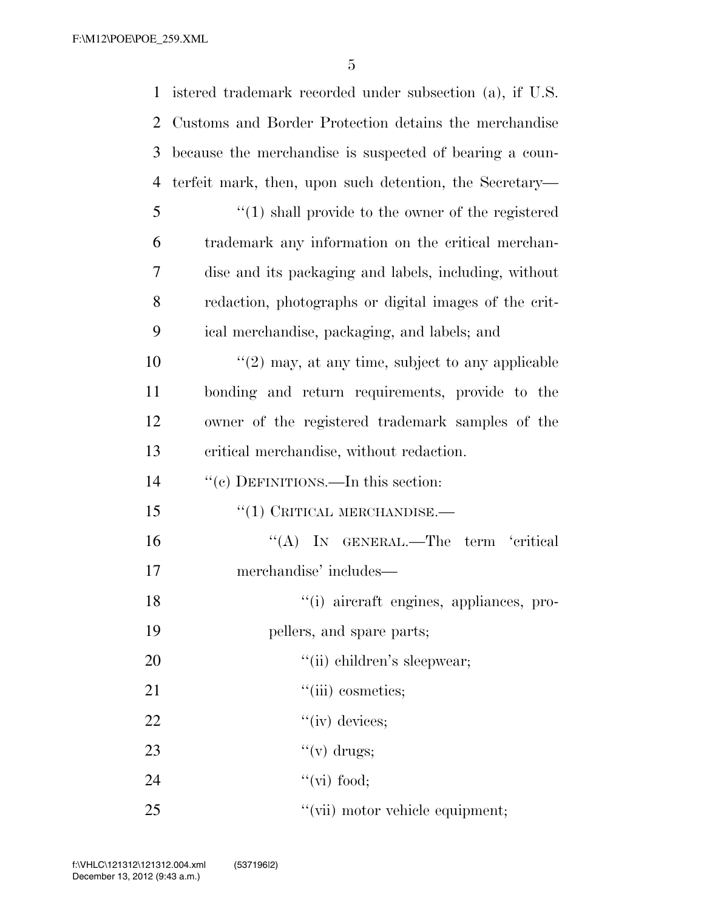istered trademark recorded under subsection (a), if U.S. Customs and Border Protection detains the merchandise because the merchandise is suspected of bearing a counterfeit mark, then, upon such detention, the Secretary—

''(1) shall provide to the owner of the registered trademark any information on the critical merchandise and its packaging and labels, including, without redaction, photographs or digital images of the critical merchandise, packaging, and labels; and

''(2) may, at any time, subject to any applicable bonding and return requirements, provide to the owner of the registered trademark samples of the critical merchandise, without redaction.

''(c) DEFINITIONS.—In this section:

''(1) CRITICAL MERCHANDISE.—

''(A) IN GENERAL.—The term 'critical merchandise' includes—

''(i) aircraft engines, appliances, propellers, and spare parts;

''(ii) children's sleepwear;

''(iii) cosmetics;

''(iv) devices;

''(v) drugs;

''(vi) food;

''(vii) motor vehicle equipment;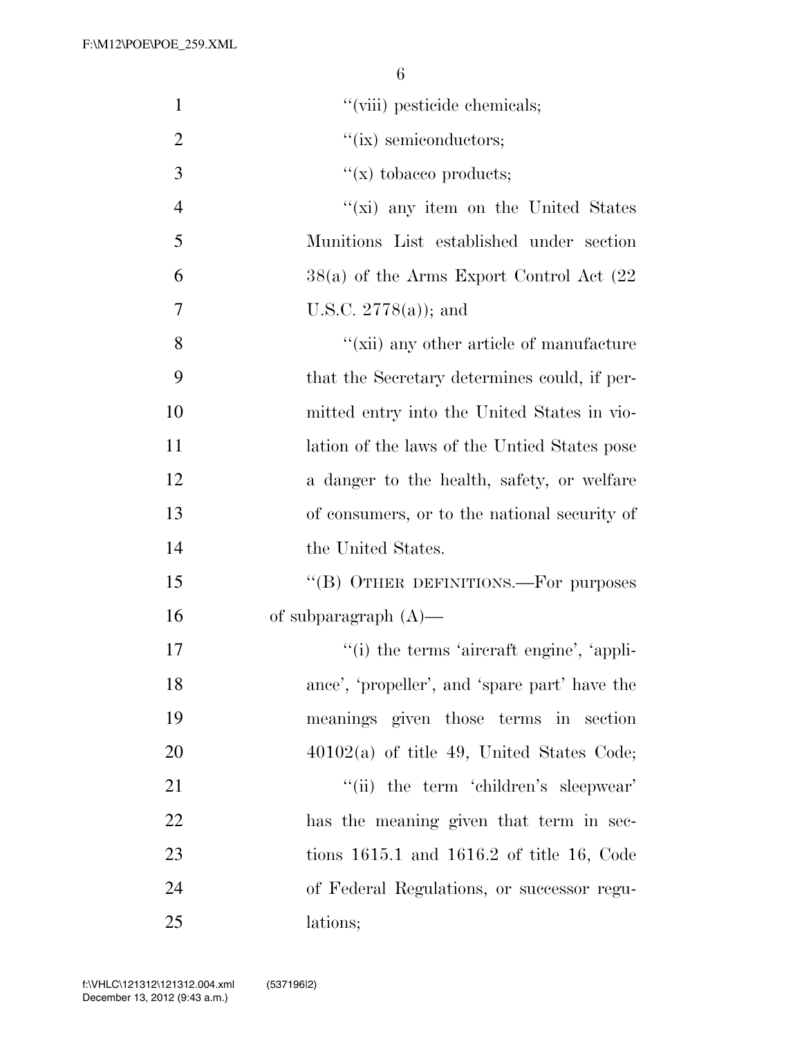''(viii) pesticide chemicals;

''(ix) semiconductors;

''(x) tobacco products;

''(xi) any item on the United States Munitions List established under section 38(a) of the Arms Export Control Act (22 U.S.C. 2778(a)); and

''(xii) any other article of manufacture that the Secretary determines could, if permitted entry into the United States in violation of the laws of the Untied States pose a danger to the health, safety, or welfare of consumers, or to the national security of the United States.

''(B) OTHER DEFINITIONS.—For purposes of subparagraph (A)—

''(i) the terms 'aircraft engine', 'appliance', 'propeller', and 'spare part' have the meanings given those terms in section 40102(a) of title 49, United States Code;

''(ii) the term 'children's sleepwear' has the meaning given that term in sections 1615.1 and 1616.2 of title 16, Code of Federal Regulations, or successor regulations;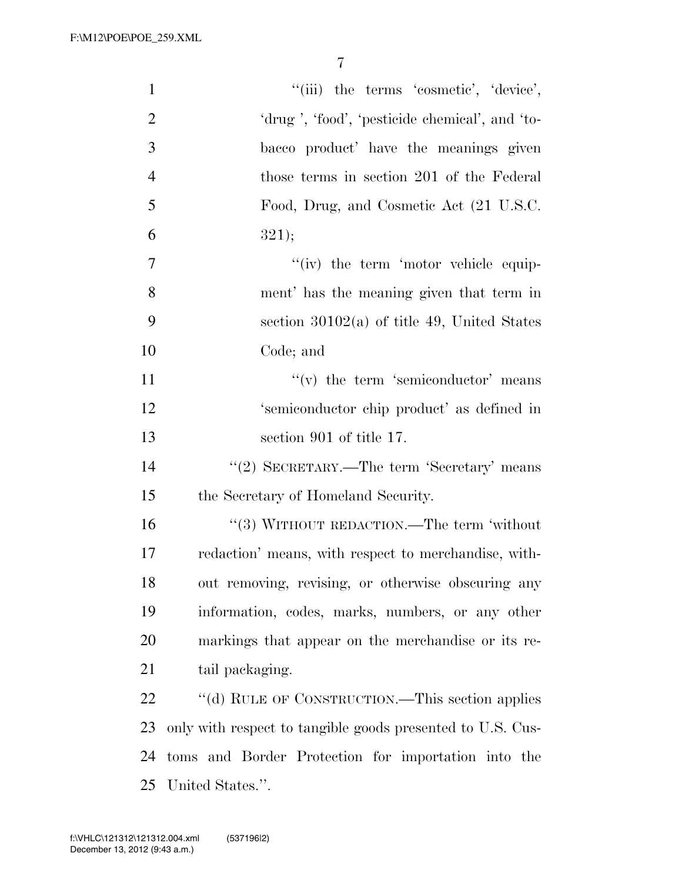"(iii) the terms 'cosmetic', 'device', 'drug ', 'food', 'pesticide chemical', and 'tobacco product' have the meanings given those terms in section 201 of the Federal Food, Drug, and Cosmetic Act (21 U.S.C. 321);

"(iv) the term 'motor vehicle equipment' has the meaning given that term in section 30102(a) of title 49, United States Code; and

"(v) the term 'semiconductor' means 'semiconductor chip product' as defined in section 901 of title 17.

"(2) SECRETARY.—The term 'Secretary' means the Secretary of Homeland Security.

"(3) WITHOUT REDACTION.—The term 'without redaction' means, with respect to merchandise, without removing, revising, or otherwise obscuring any information, codes, marks, numbers, or any other markings that appear on the merchandise or its retail packaging.

"(d) RULE OF CONSTRUCTION.—This section applies only with respect to tangible goods presented to U.S. Customs and Border Protection for importation into the United States.".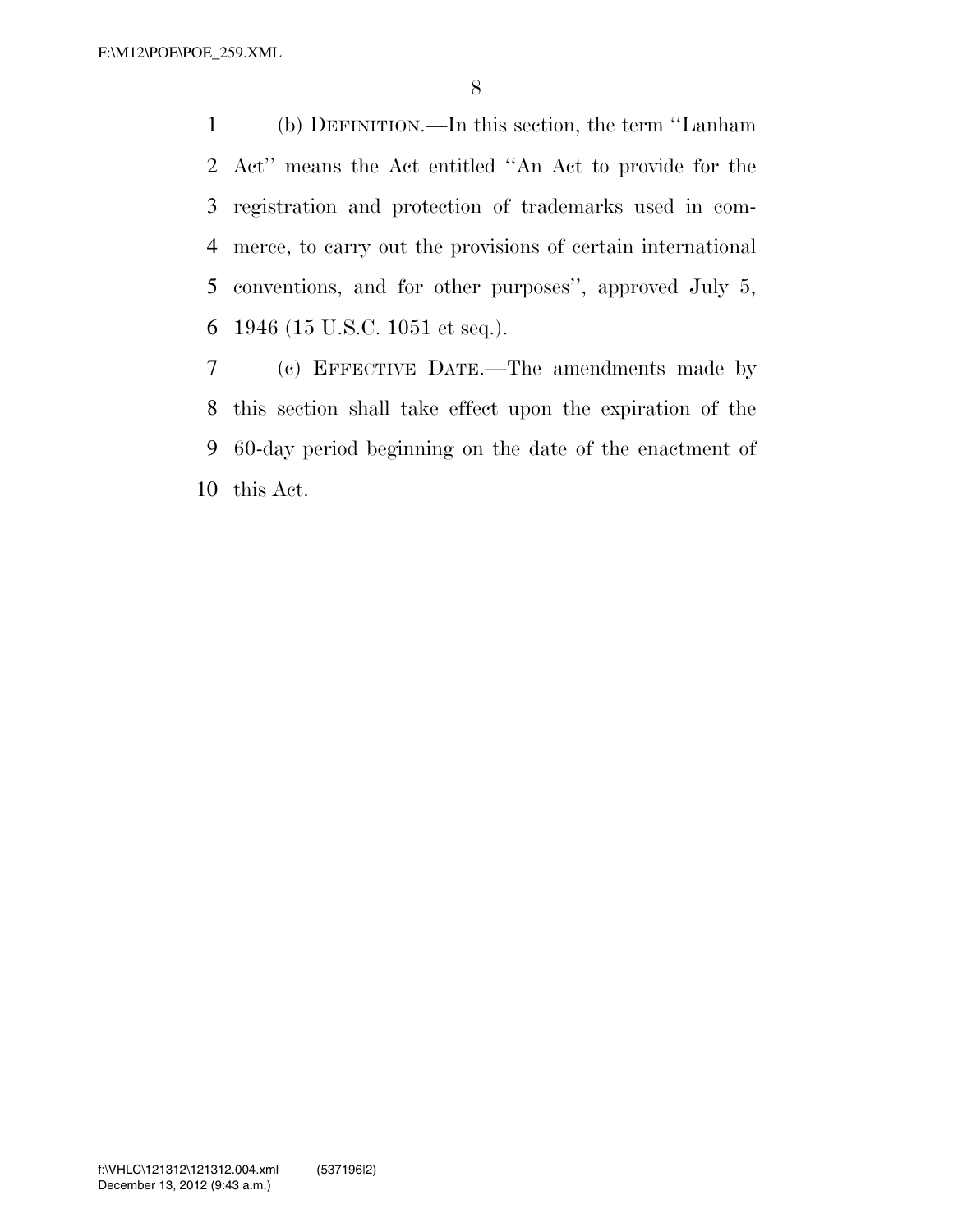(b) DEFINITION.—In this section, the term ''Lanham Act'' means the Act entitled ''An Act to provide for the registration and protection of trademarks used in commerce, to carry out the provisions of certain international conventions, and for other purposes'', approved July 5, 1946 (15 U.S.C. 1051 et seq.).

(c) EFFECTIVE DATE.—The amendments made by this section shall take effect upon the expiration of the 60-day period beginning on the date of the enactment of this Act.